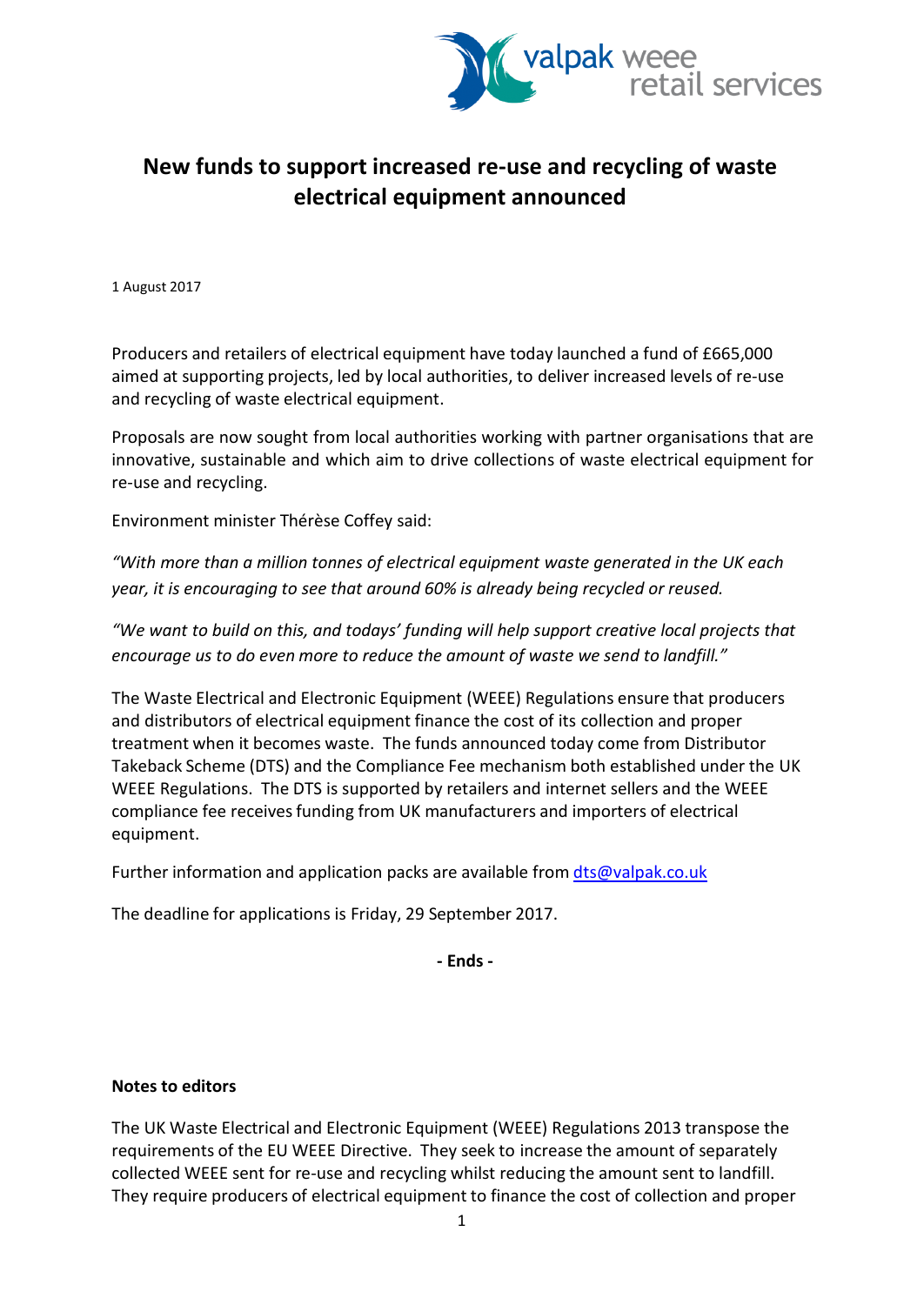valpak weee retail services

# New funds to support increased re-use and recycling of waste electrical equipment announced

1 August 2017

Producers and retailers of electrical equipment have today launched a fund of £665,000 aimed at supporting projects, led by local authorities, to deliver increased levels of re-use and recycling of waste electrical equipment.

Proposals are now sought from local authorities working with partner organisations that are innovative, sustainable and which aim to drive collections of waste electrical equipment for re-use and recycling.

Environment minister Thérèse Coffey said:

*"With more than a million tonnes of electrical equipment waste generated in the UK each year, it is encouraging to see that around 60% is already being recycled or reused.*

*"We want to build on this, and todays' funding will help support creative local projects that encourage us to do even more to reduce the amount of waste we send to landfill."*

The Waste Electrical and Electronic Equipment (WEEE) Regulations ensure that producers and distributors of electrical equipment finance the cost of its collection and proper treatment when it becomes waste. The funds announced today come from Distributor Takeback Scheme (DTS) and the Compliance Fee mechanism both established under the UK WEEE Regulations. The DTS is supported by retailers and internet sellers and the WEEE compliance fee receives funding from UK manufacturers and importers of electrical equipment.

Further information and application packs are available from dts@valpak.co.uk

The deadline for applications is Friday, 29 September 2017.

**- Ends -**

**Notes to editors**

The UK Waste Electrical and Electronic Equipment (WEEE) Regulations 2013 transpose the requirements of the EU WEEE Directive. They seek to increase the amount of separately collected WEEE sent for re-use and recycling whilst reducing the amount sent to landfill. They require producers of electrical equipment to finance the cost of collection and proper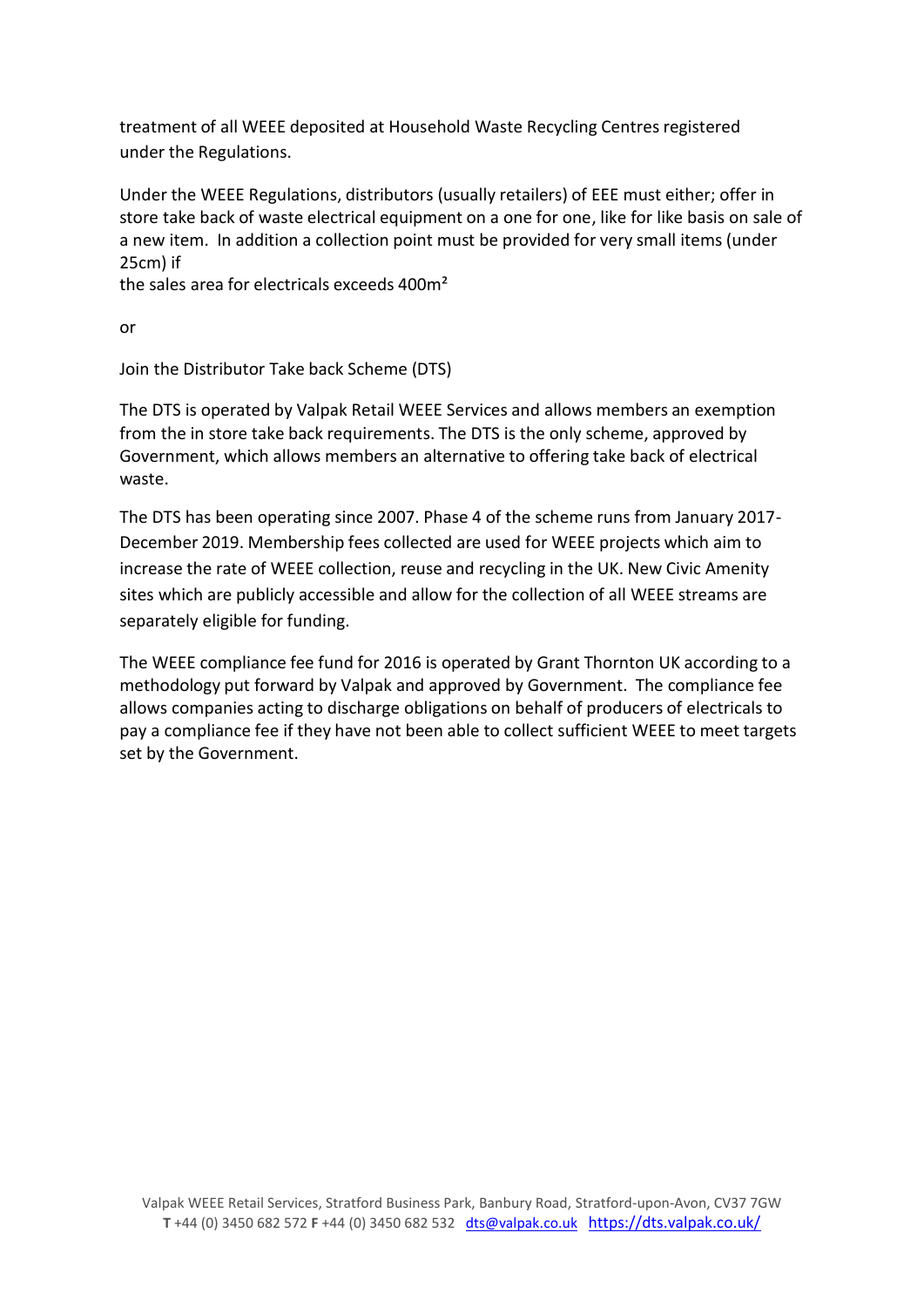treatment of all WEEE deposited at Household Waste Recycling Centres registered under the Regulations.

Under the WEEE Regulations, distributors (usually retailers) of EEE must either; offer in store take back of waste electrical equipment on a one for one, like for like basis on sale of a new item. In addition a collection point must be provided for very small items (under 25cm) if the sales area for electricals exceeds 400m²

or

Join the Distributor Take back Scheme (DTS)

The DTS is operated by Valpak Retail WEEE Services and allows members an exemption from the in store take back requirements. The DTS is the only scheme, approved by Government, which allows members an alternative to offering take back of electrical waste.

The DTS has been operating since 2007. Phase 4 of the scheme runs from January 2017-December 2019. Membership fees collected are used for WEEE projects which aim to increase the rate of WEEE collection, reuse and recycling in the UK. New Civic Amenity sites which are publicly accessible and allow for the collection of all WEEE streams are separately eligible for funding.

The WEEE compliance fee fund for 2016 is operated by Grant Thornton UK according to a methodology put forward by Valpak and approved by Government. The compliance fee allows companies acting to discharge obligations on behalf of producers of electricals to pay a compliance fee if they have not been able to collect sufficient WEEE to meet targets set by the Government.